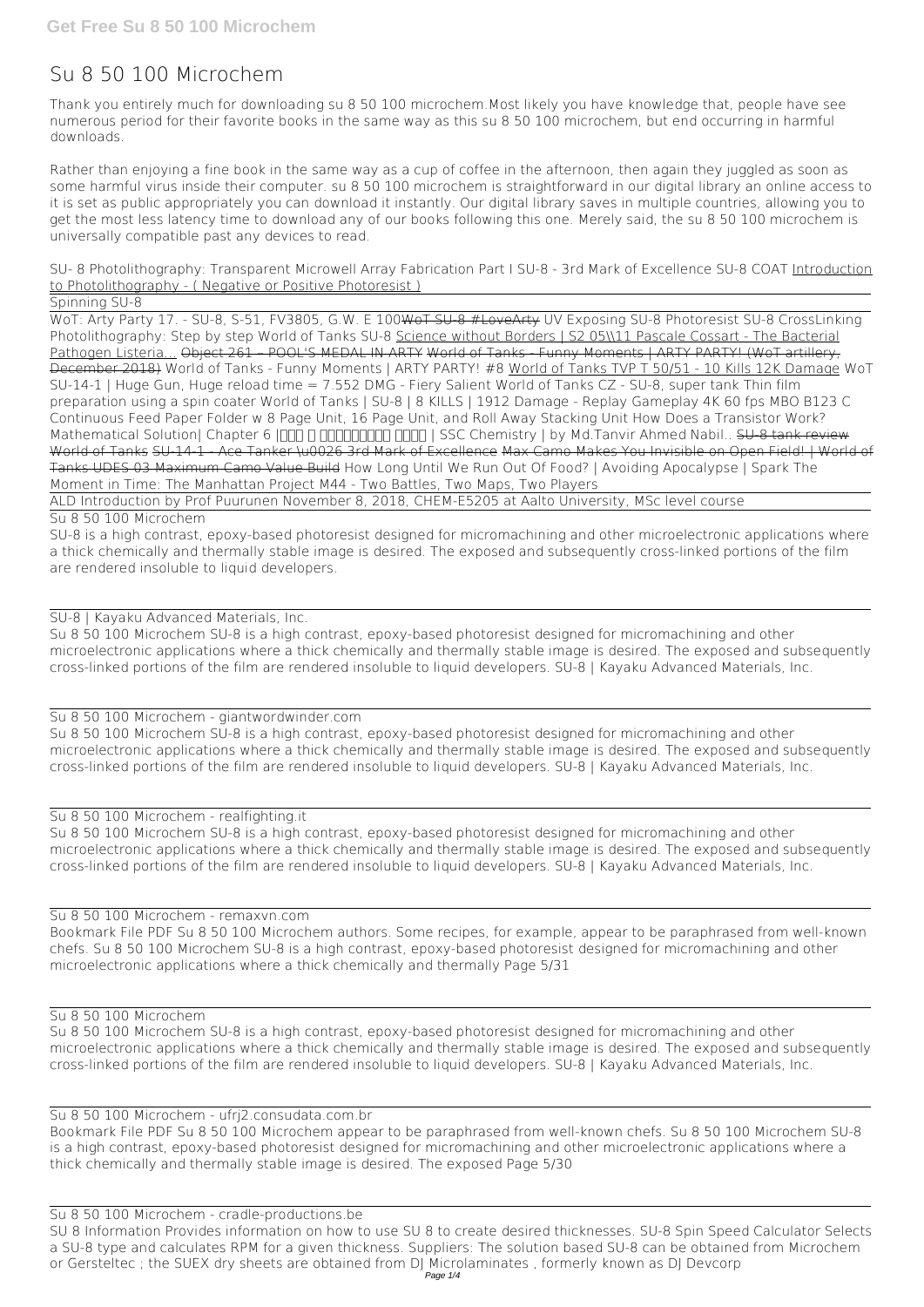# Su 8 50 100 Microchem

Thank you entirely much for downloading su 8 50 100 microchem.Most likely you have knowledge that, people have see numerous period for their favorite books in the same way as this su 8 50 100 microchem, but end occurring in harmful downloads.

Rather than enjoying a fine book in the same way as a cup of coffee in the afternoon, then again they juggled as soon as some harmful virus inside their computer. su 8 50 100 microchem is straightforward in our digital library an online access to it is set as public appropriately you can download it instantly. Our digital library saves in multiple countries, allowing you to get the most less latency time to download any of our books following this one. Merely said, the su 8 50 100 microchem is universally compatible past any devices to read.

*SU- 8 Photolithography: Transparent Microwell Array Fabrication Part I* *SU-8 - 3rd Mark of Excellence* *SU-8 COAT* Introduction to Photolithography - ( Negative or Positive Photoresist )

Spinning SU-8

WoT: Arty Party 17. - SU-8, S-51, FV3805, G.W. E 100 ~~WoT SU-8 #LoveArty~~ *UV Exposing SU-8 Photoresist* *SU-8 CrossLinking* *Photolithography: Step by step* *World of Tanks SU-8* Science without Borders | S2 05\\11 Pascale Cossart - The Bacterial Pathogen Listeria... ~~Object 261 – POOL'S MEDAL IN ARTY~~ ~~World of Tanks - Funny Moments | ARTY PARTY! (WoT artillery, December 2018)~~ *World of Tanks - Funny Moments | ARTY PARTY! #8* World of Tanks TVP T 50/51 - 10 Kills 12K Damage *WoT SU-14-1 | Huge Gun, Huge reload time = 7.552 DMG - Fiery Salient* *World of Tanks CZ - SU-8, super tank* *Thin film preparation using a spin coater* *World of Tanks | SU-8 | 8 KILLS | 1912 Damage - Replay Gameplay 4K 60 fps* *MBO B123 C Continuous Feed Paper Folder w 8 Page Unit, 16 Page Unit, and Roll Away Stacking Unit* *How Does a Transistor Work?* *Mathematical Solution| Chapter 6 |মোল ও রাসায়নিক গণনা | SSC Chemistry | by Md.Tanvir Ahmed Nabil..* ~~SU-8 tank review~~ ~~World of Tanks~~ ~~SU-14-1 - Ace Tanker \u0026 3rd Mark of Excellence~~ ~~Max Camo Makes You Invisible on Open Field! | World of Tanks UDES 03 Maximum Camo Value Build~~ *How Long Until We Run Out Of Food? | Avoiding Apocalypse | Spark* *The Moment in Time: The Manhattan Project* *M44 - Two Battles, Two Maps, Two Players*

ALD Introduction by Prof Puurunen November 8, 2018, CHEM-E5205 at Aalto University, MSc level course

Su 8 50 100 Microchem

SU-8 is a high contrast, epoxy-based photoresist designed for micromachining and other microelectronic applications where a thick chemically and thermally stable image is desired. The exposed and subsequently cross-linked portions of the film are rendered insoluble to liquid developers.

SU-8 | Kayaku Advanced Materials, Inc.

Su 8 50 100 Microchem SU-8 is a high contrast, epoxy-based photoresist designed for micromachining and other microelectronic applications where a thick chemically and thermally stable image is desired. The exposed and subsequently cross-linked portions of the film are rendered insoluble to liquid developers. SU-8 | Kayaku Advanced Materials, Inc.

Su 8 50 100 Microchem - giantwordwinder.com

Su 8 50 100 Microchem SU-8 is a high contrast, epoxy-based photoresist designed for micromachining and other microelectronic applications where a thick chemically and thermally stable image is desired. The exposed and subsequently cross-linked portions of the film are rendered insoluble to liquid developers. SU-8 | Kayaku Advanced Materials, Inc.

Su 8 50 100 Microchem - realfighting.it

Su 8 50 100 Microchem SU-8 is a high contrast, epoxy-based photoresist designed for micromachining and other microelectronic applications where a thick chemically and thermally stable image is desired. The exposed and subsequently cross-linked portions of the film are rendered insoluble to liquid developers. SU-8 | Kayaku Advanced Materials, Inc.

Su 8 50 100 Microchem - remaxvn.com

Bookmark File PDF Su 8 50 100 Microchem authors. Some recipes, for example, appear to be paraphrased from well-known chefs. Su 8 50 100 Microchem SU-8 is a high contrast, epoxy-based photoresist designed for micromachining and other microelectronic applications where a thick chemically and thermally Page 5/31

Su 8 50 100 Microchem

Su 8 50 100 Microchem SU-8 is a high contrast, epoxy-based photoresist designed for micromachining and other microelectronic applications where a thick chemically and thermally stable image is desired. The exposed and subsequently cross-linked portions of the film are rendered insoluble to liquid developers. SU-8 | Kayaku Advanced Materials, Inc.

Su 8 50 100 Microchem - ufrj2.consudata.com.br

Bookmark File PDF Su 8 50 100 Microchem appear to be paraphrased from well-known chefs. Su 8 50 100 Microchem SU-8 is a high contrast, epoxy-based photoresist designed for micromachining and other microelectronic applications where a thick chemically and thermally stable image is desired. The exposed Page 5/30

Su 8 50 100 Microchem - cradle-productions.be

SU 8 Information Provides information on how to use SU 8 to create desired thicknesses. SU-8 Spin Speed Calculator Selects a SU-8 type and calculates RPM for a given thickness. Suppliers: The solution based SU-8 can be obtained from Microchem or Gersteltec ; the SUEX dry sheets are obtained from DJ Microlaminates , formerly known as DJ Devcorp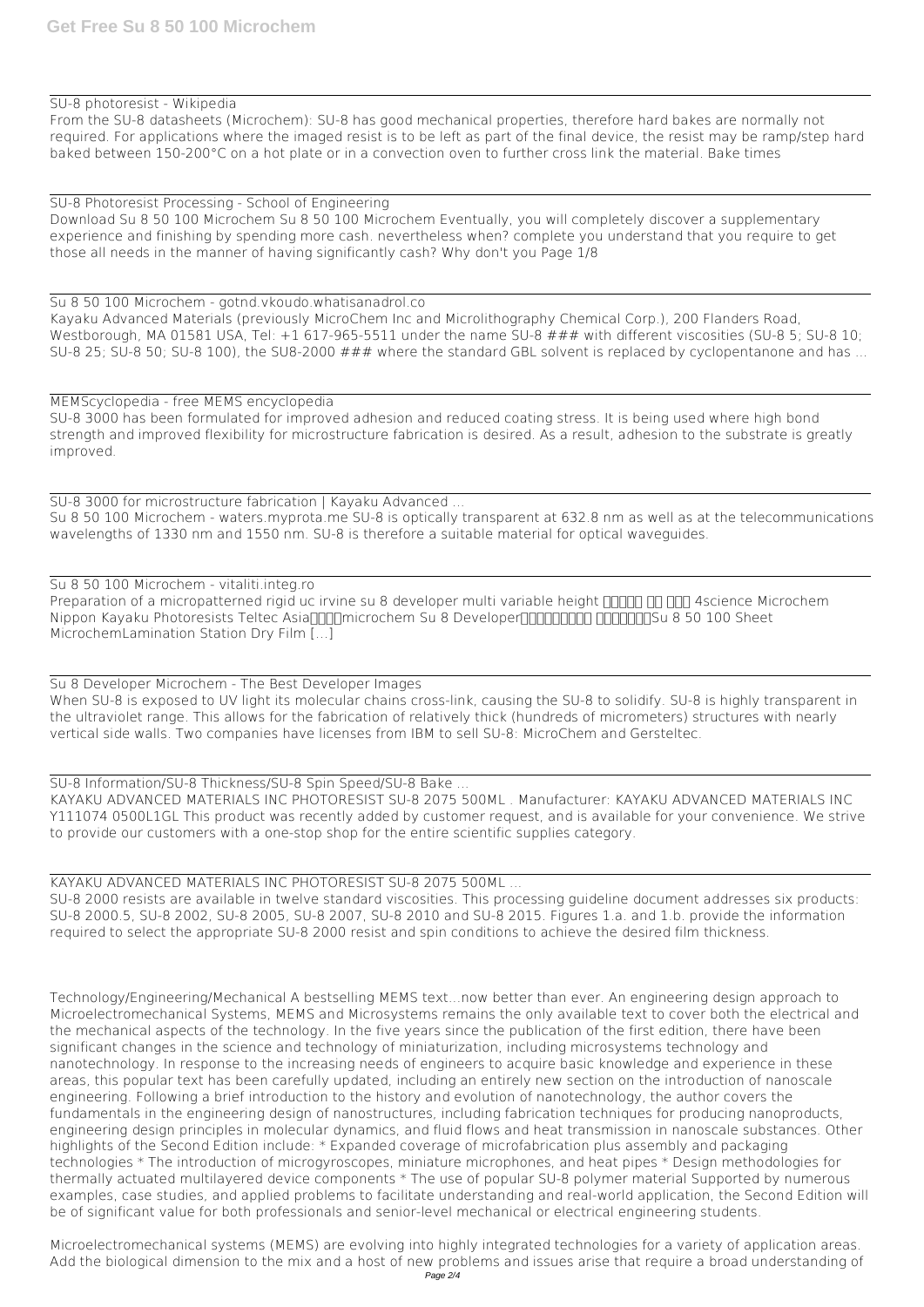SU-8 photoresist - Wikipedia

From the SU-8 datasheets (Microchem): SU-8 has good mechanical properties, therefore hard bakes are normally not required. For applications where the imaged resist is to be left as part of the final device, the resist may be ramp/step hard baked between 150-200°C on a hot plate or in a convection oven to further cross link the material. Bake times

SU-8 Photoresist Processing - School of Engineering

Download Su 8 50 100 Microchem Su 8 50 100 Microchem Eventually, you will completely discover a supplementary experience and finishing by spending more cash. nevertheless when? complete you understand that you require to get those all needs in the manner of having significantly cash? Why don't you Page 1/8

Su 8 50 100 Microchem - gotnd.vkoudo.whatisanadrol.co

Kayaku Advanced Materials (previously MicroChem Inc and Microlithography Chemical Corp.), 200 Flanders Road, Westborough, MA 01581 USA, Tel: +1 617-965-5511 under the name SU-8 ### with different viscosities (SU-8 5; SU-8 10; SU-8 25; SU-8 50; SU-8 100), the SU8-2000 ### where the standard GBL solvent is replaced by cyclopentanone and has ...

MEMScyclopedia - free MEMS encyclopedia

SU-8 3000 has been formulated for improved adhesion and reduced coating stress. It is being used where high bond strength and improved flexibility for microstructure fabrication is desired. As a result, adhesion to the substrate is greatly improved.

SU-8 3000 for microstructure fabrication | Kayaku Advanced ...

Su 8 50 100 Microchem - waters.myprota.me SU-8 is optically transparent at 632.8 nm as well as at the telecommunications wavelengths of 1330 nm and 1550 nm. SU-8 is therefore a suitable material for optical waveguides.

Su 8 50 100 Microchem - vitaliti.integ.ro

Preparation of a micropatterned rigid uc irvine su 8 developer multi variable height □□□□□ □□ □□□ 4science Microchem Nippon Kayaku Photoresists Teltec Asia□□□□microchem Su 8 Developer□□□□□□□□□ □□□□□□□Su 8 50 100 Sheet MicrochemLamination Station Dry Film […]

Su 8 Developer Microchem - The Best Developer Images

When SU-8 is exposed to UV light its molecular chains cross-link, causing the SU-8 to solidify. SU-8 is highly transparent in the ultraviolet range. This allows for the fabrication of relatively thick (hundreds of micrometers) structures with nearly vertical side walls. Two companies have licenses from IBM to sell SU-8: MicroChem and Gersteltec.

SU-8 Information/SU-8 Thickness/SU-8 Spin Speed/SU-8 Bake ...

KAYAKU ADVANCED MATERIALS INC PHOTORESIST SU-8 2075 500ML . Manufacturer: KAYAKU ADVANCED MATERIALS INC Y111074 0500L1GL This product was recently added by customer request, and is available for your convenience. We strive to provide our customers with a one-stop shop for the entire scientific supplies category.

KAYAKU ADVANCED MATERIALS INC PHOTORESIST SU-8 2075 500ML ...

SU-8 2000 resists are available in twelve standard viscosities. This processing guideline document addresses six products: SU-8 2000.5, SU-8 2002, SU-8 2005, SU-8 2007, SU-8 2010 and SU-8 2015. Figures 1.a. and 1.b. provide the information required to select the appropriate SU-8 2000 resist and spin conditions to achieve the desired film thickness.

Technology/Engineering/Mechanical A bestselling MEMS text...now better than ever. An engineering design approach to Microelectromechanical Systems, MEMS and Microsystems remains the only available text to cover both the electrical and the mechanical aspects of the technology. In the five years since the publication of the first edition, there have been significant changes in the science and technology of miniaturization, including microsystems technology and nanotechnology. In response to the increasing needs of engineers to acquire basic knowledge and experience in these areas, this popular text has been carefully updated, including an entirely new section on the introduction of nanoscale engineering. Following a brief introduction to the history and evolution of nanotechnology, the author covers the fundamentals in the engineering design of nanostructures, including fabrication techniques for producing nanoproducts, engineering design principles in molecular dynamics, and fluid flows and heat transmission in nanoscale substances. Other highlights of the Second Edition include: * Expanded coverage of microfabrication plus assembly and packaging technologies * The introduction of microgyroscopes, miniature microphones, and heat pipes * Design methodologies for thermally actuated multilayered device components * The use of popular SU-8 polymer material Supported by numerous examples, case studies, and applied problems to facilitate understanding and real-world application, the Second Edition will be of significant value for both professionals and senior-level mechanical or electrical engineering students.

Microelectromechanical systems (MEMS) are evolving into highly integrated technologies for a variety of application areas. Add the biological dimension to the mix and a host of new problems and issues arise that require a broad understanding of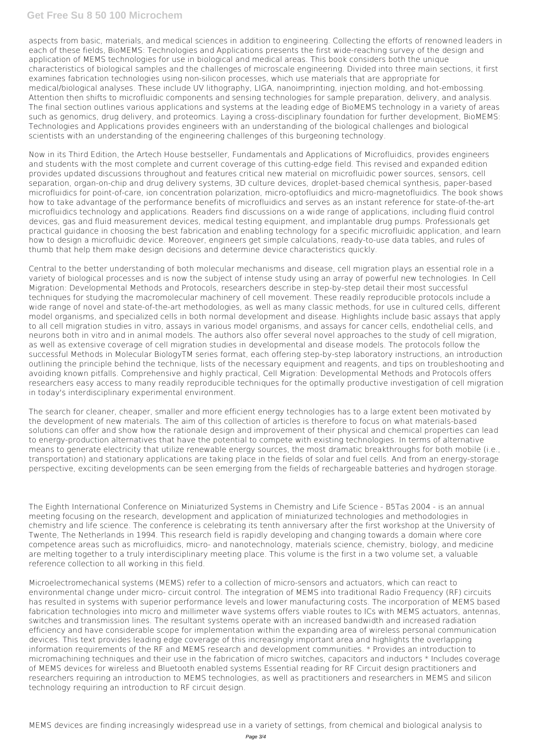aspects from basic, materials, and medical sciences in addition to engineering. Collecting the efforts of renowned leaders in each of these fields, BioMEMS: Technologies and Applications presents the first wide-reaching survey of the design and application of MEMS technologies for use in biological and medical areas. This book considers both the unique characteristics of biological samples and the challenges of microscale engineering. Divided into three main sections, it first examines fabrication technologies using non-silicon processes, which use materials that are appropriate for medical/biological analyses. These include UV lithography, LIGA, nanoimprinting, injection molding, and hot-embossing. Attention then shifts to microfluidic components and sensing technologies for sample preparation, delivery, and analysis. The final section outlines various applications and systems at the leading edge of BioMEMS technology in a variety of areas such as genomics, drug delivery, and proteomics. Laying a cross-disciplinary foundation for further development, BioMEMS: Technologies and Applications provides engineers with an understanding of the biological challenges and biological scientists with an understanding of the engineering challenges of this burgeoning technology.

Now in its Third Edition, the Artech House bestseller, Fundamentals and Applications of Microfluidics, provides engineers and students with the most complete and current coverage of this cutting-edge field. This revised and expanded edition provides updated discussions throughout and features critical new material on microfluidic power sources, sensors, cell separation, organ-on-chip and drug delivery systems, 3D culture devices, droplet-based chemical synthesis, paper-based microfluidics for point-of-care, ion concentration polarization, micro-optofluidics and micro-magnetofluidics. The book shows how to take advantage of the performance benefits of microfluidics and serves as an instant reference for state-of-the-art microfluidics technology and applications. Readers find discussions on a wide range of applications, including fluid control devices, gas and fluid measurement devices, medical testing equipment, and implantable drug pumps. Professionals get practical guidance in choosing the best fabrication and enabling technology for a specific microfluidic application, and learn how to design a microfluidic device. Moreover, engineers get simple calculations, ready-to-use data tables, and rules of thumb that help them make design decisions and determine device characteristics quickly.

Central to the better understanding of both molecular mechanisms and disease, cell migration plays an essential role in a variety of biological processes and is now the subject of intense study using an array of powerful new technologies. In Cell Migration: Developmental Methods and Protocols, researchers describe in step-by-step detail their most successful techniques for studying the macromolecular machinery of cell movement. These readily reproducible protocols include a wide range of novel and state-of-the-art methodologies, as well as many classic methods, for use in cultured cells, different model organisms, and specialized cells in both normal development and disease. Highlights include basic assays that apply to all cell migration studies in vitro, assays in various model organisms, and assays for cancer cells, endothelial cells, and neurons both in vitro and in animal models. The authors also offer several novel approaches to the study of cell migration, as well as extensive coverage of cell migration studies in developmental and disease models. The protocols follow the successful Methods in Molecular BiologyTM series format, each offering step-by-step laboratory instructions, an introduction outlining the principle behind the technique, lists of the necessary equipment and reagents, and tips on troubleshooting and avoiding known pitfalls. Comprehensive and highly practical, Cell Migration: Developmental Methods and Protocols offers researchers easy access to many readily reproducible techniques for the optimally productive investigation of cell migration in today's interdisciplinary experimental environment.

The search for cleaner, cheaper, smaller and more efficient energy technologies has to a large extent been motivated by the development of new materials. The aim of this collection of articles is therefore to focus on what materials-based solutions can offer and show how the rationale design and improvement of their physical and chemical properties can lead to energy-production alternatives that have the potential to compete with existing technologies. In terms of alternative means to generate electricity that utilize renewable energy sources, the most dramatic breakthroughs for both mobile (i.e., transportation) and stationary applications are taking place in the fields of solar and fuel cells. And from an energy-storage perspective, exciting developments can be seen emerging from the fields of rechargeable batteries and hydrogen storage.

The Eighth International Conference on Miniaturized Systems in Chemistry and Life Science - B5Tas 2004 - is an annual meeting focusing on the research, development and application of miniaturized technologies and methodologies in chemistry and life science. The conference is celebrating its tenth anniversary after the first workshop at the University of Twente, The Netherlands in 1994. This research field is rapidly developing and changing towards a domain where core competence areas such as microfluidics, micro- and nanotechnology, materials science, chemistry, biology, and medicine are melting together to a truly interdisciplinary meeting place. This volume is the first in a two volume set, a valuable reference collection to all working in this field.

Microelectromechanical systems (MEMS) refer to a collection of micro-sensors and actuators, which can react to environmental change under micro- circuit control. The integration of MEMS into traditional Radio Frequency (RF) circuits has resulted in systems with superior performance levels and lower manufacturing costs. The incorporation of MEMS based fabrication technologies into micro and millimeter wave systems offers viable routes to ICs with MEMS actuators, antennas, switches and transmission lines. The resultant systems operate with an increased bandwidth and increased radiation efficiency and have considerable scope for implementation within the expanding area of wireless personal communication devices. This text provides leading edge coverage of this increasingly important area and highlights the overlapping information requirements of the RF and MEMS research and development communities. * Provides an introduction to micromachining techniques and their use in the fabrication of micro switches, capacitors and inductors * Includes coverage of MEMS devices for wireless and Bluetooth enabled systems Essential reading for RF Circuit design practitioners and researchers requiring an introduction to MEMS technologies, as well as practitioners and researchers in MEMS and silicon technology requiring an introduction to RF circuit design.

MEMS devices are finding increasingly widespread use in a variety of settings, from chemical and biological analysis to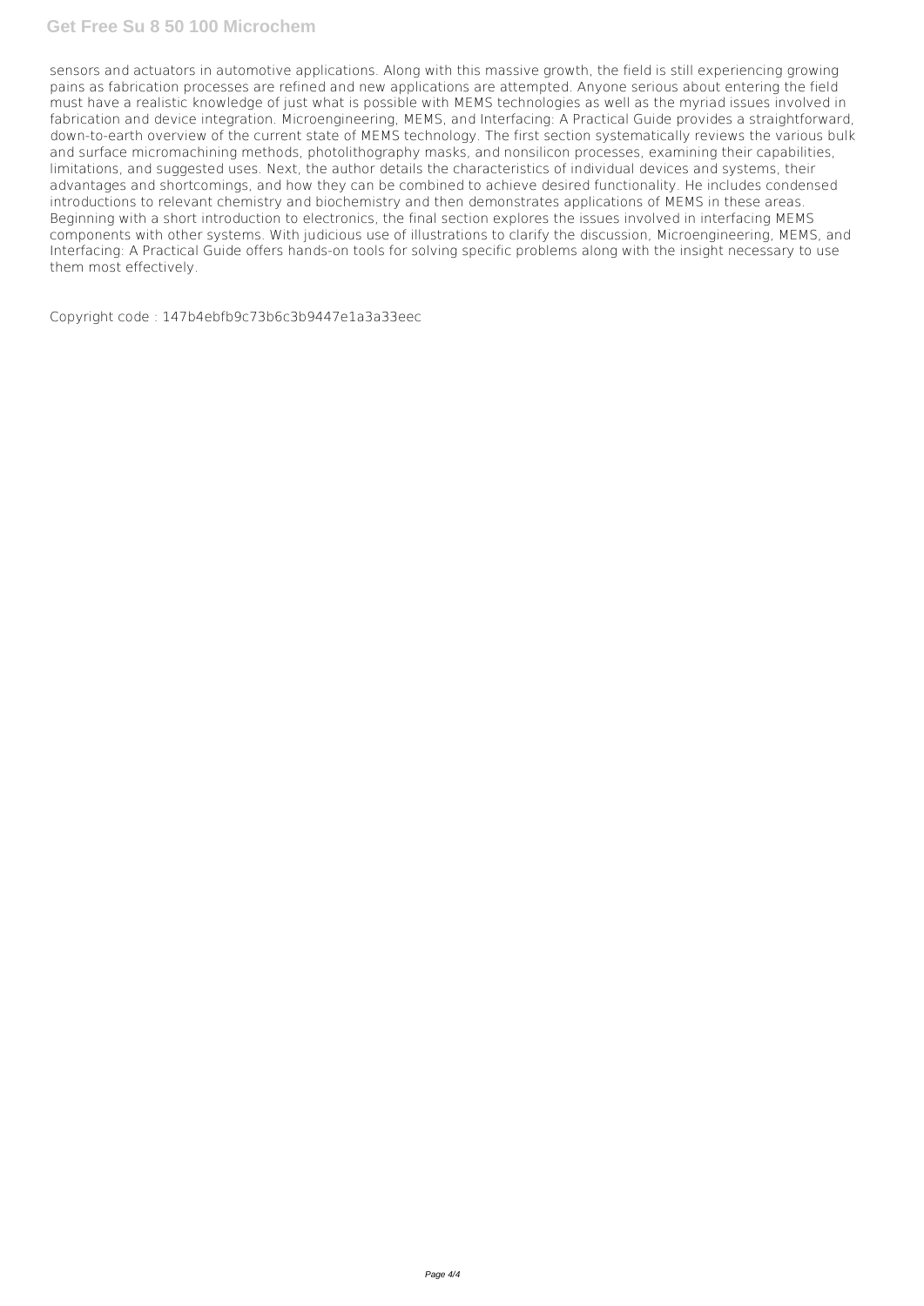sensors and actuators in automotive applications. Along with this massive growth, the field is still experiencing growing pains as fabrication processes are refined and new applications are attempted. Anyone serious about entering the field must have a realistic knowledge of just what is possible with MEMS technologies as well as the myriad issues involved in fabrication and device integration. Microengineering, MEMS, and Interfacing: A Practical Guide provides a straightforward, down-to-earth overview of the current state of MEMS technology. The first section systematically reviews the various bulk and surface micromachining methods, photolithography masks, and nonsilicon processes, examining their capabilities, limitations, and suggested uses. Next, the author details the characteristics of individual devices and systems, their advantages and shortcomings, and how they can be combined to achieve desired functionality. He includes condensed introductions to relevant chemistry and biochemistry and then demonstrates applications of MEMS in these areas. Beginning with a short introduction to electronics, the final section explores the issues involved in interfacing MEMS components with other systems. With judicious use of illustrations to clarify the discussion, Microengineering, MEMS, and Interfacing: A Practical Guide offers hands-on tools for solving specific problems along with the insight necessary to use them most effectively.

Copyright code : 147b4ebfb9c73b6c3b9447e1a3a33eec